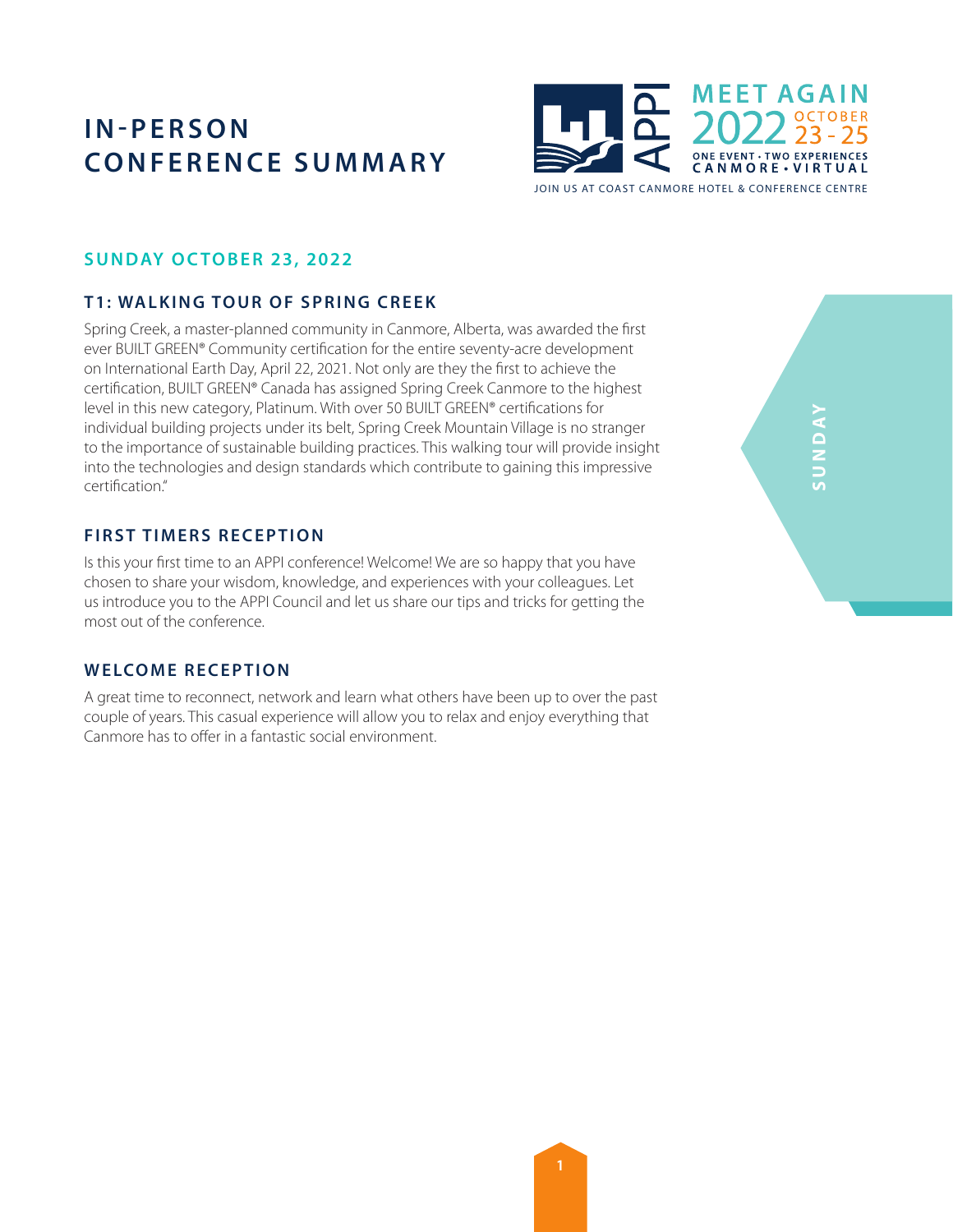# IN-PERSON CONFERENCE SUMMARY

APPI MEET AGAIN 2022 OCTOBER 23 - 25

ONE EVENT • TWO EXPERIENCES
CANMORE • VIRTUAL

JOIN US AT COAST CANMORE HOTEL & CONFERENCE CENTRE

## SUNDAY OCTOBER 23, 2022

### T1: WALKING TOUR OF SPRING CREEK

Spring Creek, a master-planned community in Canmore, Alberta, was awarded the first ever BUILT GREEN® Community certification for the entire seventy-acre development on International Earth Day, April 22, 2021. Not only are they the first to achieve the certification, BUILT GREEN® Canada has assigned Spring Creek Canmore to the highest level in this new category, Platinum. With over 50 BUILT GREEN® certifications for individual building projects under its belt, Spring Creek Mountain Village is no stranger to the importance of sustainable building practices. This walking tour will provide insight into the technologies and design standards which contribute to gaining this impressive certification."

### FIRST TIMERS RECEPTION

Is this your first time to an APPI conference! Welcome! We are so happy that you have chosen to share your wisdom, knowledge, and experiences with your colleagues. Let us introduce you to the APPI Council and let us share our tips and tricks for getting the most out of the conference.

### WELCOME RECEPTION

A great time to reconnect, network and learn what others have been up to over the past couple of years. This casual experience will allow you to relax and enjoy everything that Canmore has to offer in a fantastic social environment.

SUNDAY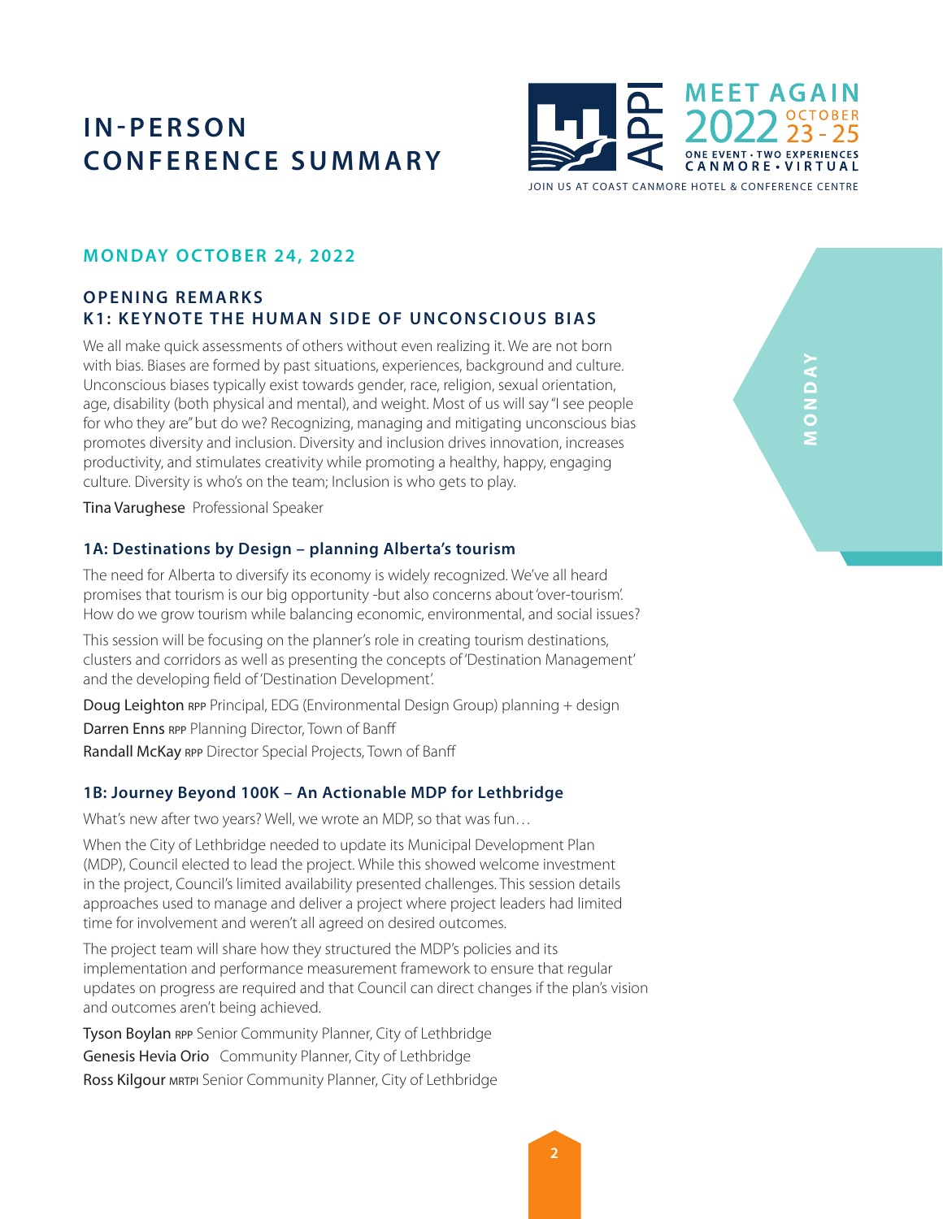# IN-PERSON CONFERENCE SUMMARY

## MONDAY OCTOBER 24, 2022

### OPENING REMARKS
### K1: KEYNOTE THE HUMAN SIDE OF UNCONSCIOUS BIAS

We all make quick assessments of others without even realizing it. We are not born with bias. Biases are formed by past situations, experiences, background and culture. Unconscious biases typically exist towards gender, race, religion, sexual orientation, age, disability (both physical and mental), and weight. Most of us will say "I see people for who they are" but do we? Recognizing, managing and mitigating unconscious bias promotes diversity and inclusion. Diversity and inclusion drives innovation, increases productivity, and stimulates creativity while promoting a healthy, happy, engaging culture. Diversity is who's on the team; Inclusion is who gets to play.

Tina Varughese Professional Speaker

### 1A: Destinations by Design – planning Alberta's tourism

The need for Alberta to diversify its economy is widely recognized. We've all heard promises that tourism is our big opportunity -but also concerns about 'over-tourism'. How do we grow tourism while balancing economic, environmental, and social issues?

This session will be focusing on the planner's role in creating tourism destinations, clusters and corridors as well as presenting the concepts of 'Destination Management' and the developing field of 'Destination Development'.

Doug Leighton RPP Principal, EDG (Environmental Design Group) planning + design

Darren Enns RPP Planning Director, Town of Banff

Randall McKay RPP Director Special Projects, Town of Banff

### 1B: Journey Beyond 100K – An Actionable MDP for Lethbridge

What's new after two years? Well, we wrote an MDP, so that was fun…

When the City of Lethbridge needed to update its Municipal Development Plan (MDP), Council elected to lead the project. While this showed welcome investment in the project, Council's limited availability presented challenges. This session details approaches used to manage and deliver a project where project leaders had limited time for involvement and weren't all agreed on desired outcomes.

The project team will share how they structured the MDP's policies and its implementation and performance measurement framework to ensure that regular updates on progress are required and that Council can direct changes if the plan's vision and outcomes aren't being achieved.

Tyson Boylan RPP Senior Community Planner, City of Lethbridge

Genesis Hevia Orio Community Planner, City of Lethbridge

Ross Kilgour MRTPI Senior Community Planner, City of Lethbridge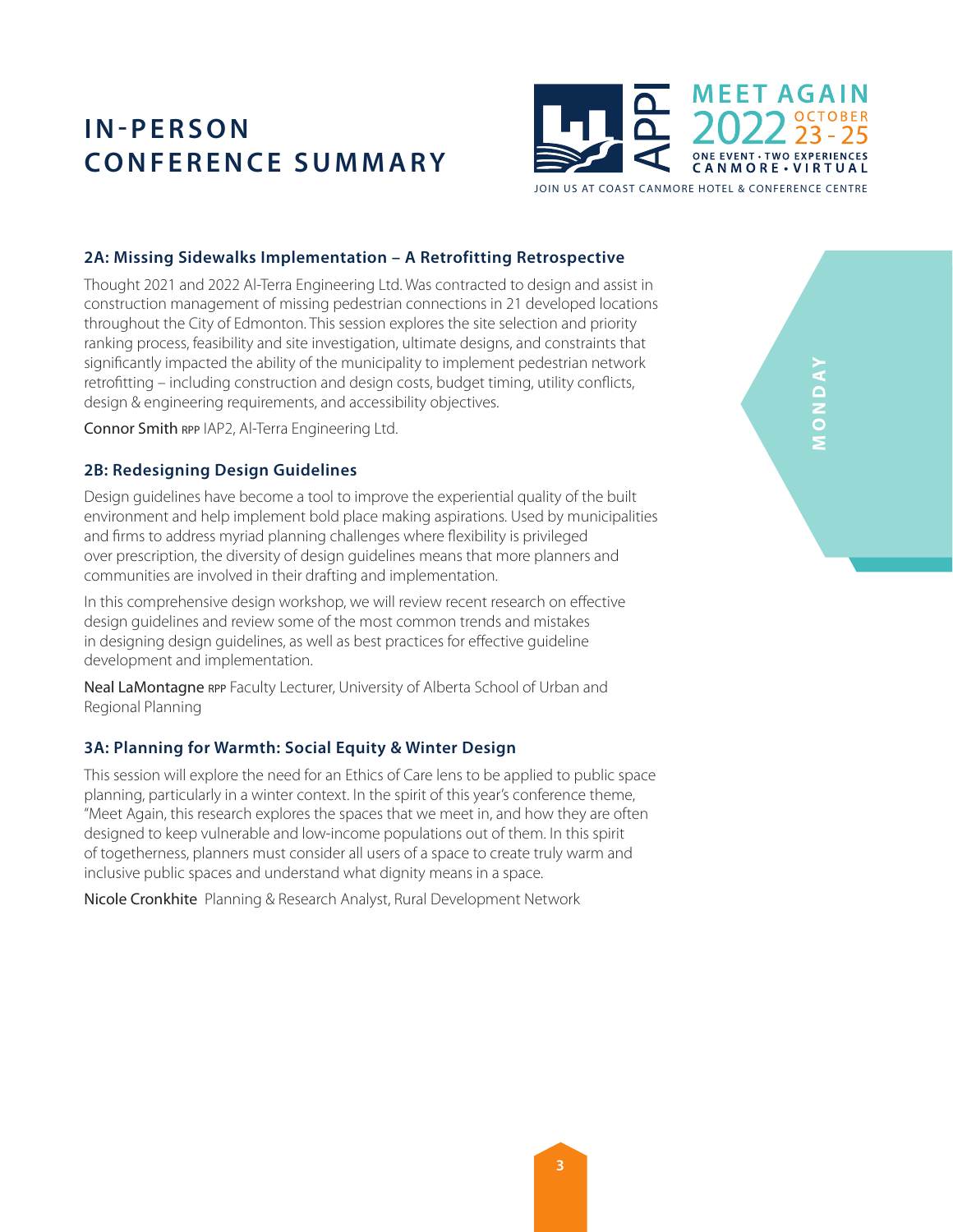# IN-PERSON CONFERENCE SUMMARY

MONDAY

### 2A: Missing Sidewalks Implementation – A Retrofitting Retrospective

Thought 2021 and 2022 Al-Terra Engineering Ltd. Was contracted to design and assist in construction management of missing pedestrian connections in 21 developed locations throughout the City of Edmonton. This session explores the site selection and priority ranking process, feasibility and site investigation, ultimate designs, and constraints that significantly impacted the ability of the municipality to implement pedestrian network retrofitting – including construction and design costs, budget timing, utility conflicts, design & engineering requirements, and accessibility objectives.

Connor Smith RPP IAP2, Al-Terra Engineering Ltd.

### 2B: Redesigning Design Guidelines

Design guidelines have become a tool to improve the experiential quality of the built environment and help implement bold place making aspirations. Used by municipalities and firms to address myriad planning challenges where flexibility is privileged over prescription, the diversity of design guidelines means that more planners and communities are involved in their drafting and implementation.

In this comprehensive design workshop, we will review recent research on effective design guidelines and review some of the most common trends and mistakes in designing design guidelines, as well as best practices for effective guideline development and implementation.

Neal LaMontagne RPP Faculty Lecturer, University of Alberta School of Urban and Regional Planning

### 3A: Planning for Warmth: Social Equity & Winter Design

This session will explore the need for an Ethics of Care lens to be applied to public space planning, particularly in a winter context. In the spirit of this year's conference theme, "Meet Again, this research explores the spaces that we meet in, and how they are often designed to keep vulnerable and low-income populations out of them. In this spirit of togetherness, planners must consider all users of a space to create truly warm and inclusive public spaces and understand what dignity means in a space.

Nicole Cronkhite Planning & Research Analyst, Rural Development Network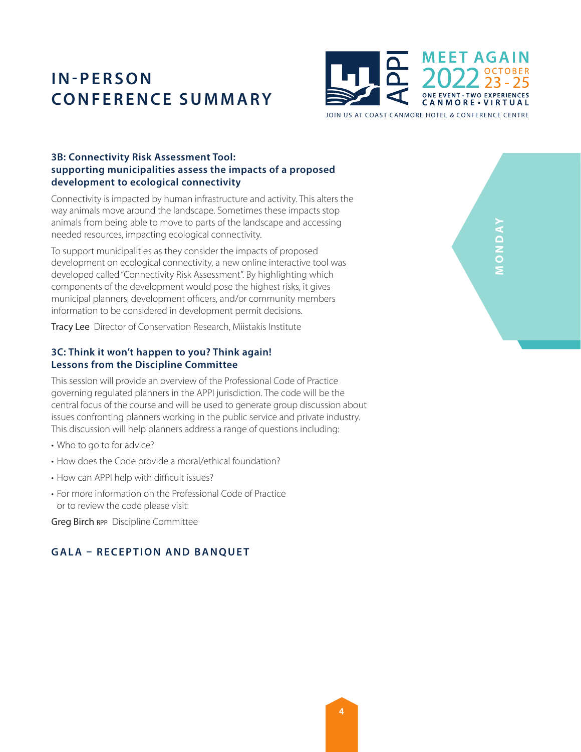### 3B: Connectivity Risk Assessment Tool: supporting municipalities assess the impacts of a proposed development to ecological connectivity

Connectivity is impacted by human infrastructure and activity. This alters the way animals move around the landscape. Sometimes these impacts stop animals from being able to move to parts of the landscape and accessing needed resources, impacting ecological connectivity.

To support municipalities as they consider the impacts of proposed development on ecological connectivity, a new online interactive tool was developed called "Connectivity Risk Assessment". By highlighting which components of the development would pose the highest risks, it gives municipal planners, development officers, and/or community members information to be considered in development permit decisions.

Tracy Lee  Director of Conservation Research, Miistakis Institute

### 3C: Think it won't happen to you? Think again! Lessons from the Discipline Committee

This session will provide an overview of the Professional Code of Practice governing regulated planners in the APPI jurisdiction. The code will be the central focus of the course and will be used to generate group discussion about issues confronting planners working in the public service and private industry. This discussion will help planners address a range of questions including:

- Who to go to for advice?
- How does the Code provide a moral/ethical foundation?
- How can APPI help with difficult issues?
- For more information on the Professional Code of Practice or to review the code please visit:

Greg Birch RPP  Discipline Committee

## GALA – RECEPTION AND BANQUET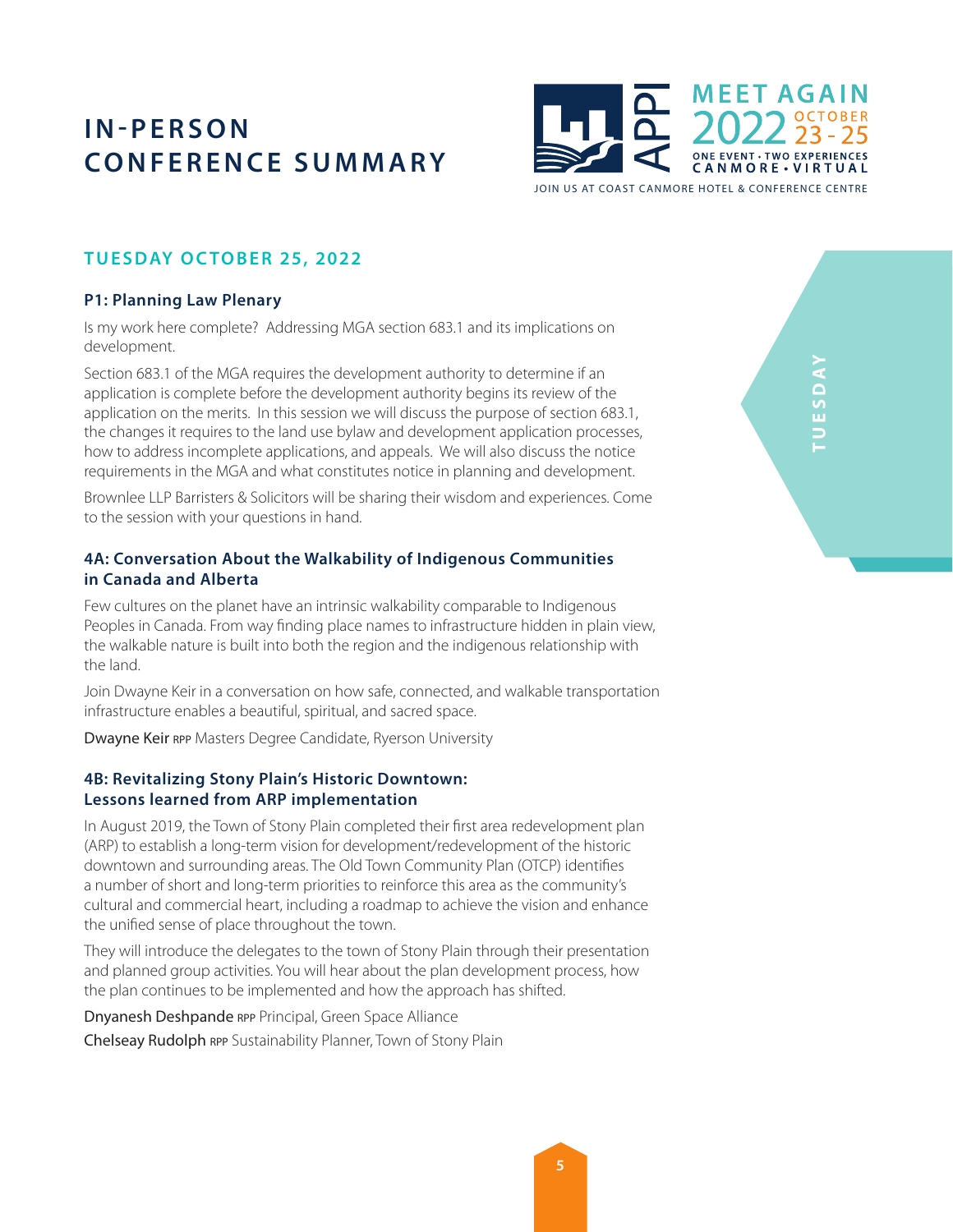# IN-PERSON CONFERENCE SUMMARY

## TUESDAY OCTOBER 25, 2022

### P1: Planning Law Plenary

Is my work here complete? Addressing MGA section 683.1 and its implications on development.

Section 683.1 of the MGA requires the development authority to determine if an application is complete before the development authority begins its review of the application on the merits. In this session we will discuss the purpose of section 683.1, the changes it requires to the land use bylaw and development application processes, how to address incomplete applications, and appeals. We will also discuss the notice requirements in the MGA and what constitutes notice in planning and development.

Brownlee LLP Barristers & Solicitors will be sharing their wisdom and experiences. Come to the session with your questions in hand.

### 4A: Conversation About the Walkability of Indigenous Communities in Canada and Alberta

Few cultures on the planet have an intrinsic walkability comparable to Indigenous Peoples in Canada. From way finding place names to infrastructure hidden in plain view, the walkable nature is built into both the region and the indigenous relationship with the land.

Join Dwayne Keir in a conversation on how safe, connected, and walkable transportation infrastructure enables a beautiful, spiritual, and sacred space.

Dwayne Keir RPP Masters Degree Candidate, Ryerson University

### 4B: Revitalizing Stony Plain's Historic Downtown: Lessons learned from ARP implementation

In August 2019, the Town of Stony Plain completed their first area redevelopment plan (ARP) to establish a long-term vision for development/redevelopment of the historic downtown and surrounding areas. The Old Town Community Plan (OTCP) identifies a number of short and long-term priorities to reinforce this area as the community's cultural and commercial heart, including a roadmap to achieve the vision and enhance the unified sense of place throughout the town.

They will introduce the delegates to the town of Stony Plain through their presentation and planned group activities. You will hear about the plan development process, how the plan continues to be implemented and how the approach has shifted.

Dnyanesh Deshpande RPP Principal, Green Space Alliance

Chelseay Rudolph RPP Sustainability Planner, Town of Stony Plain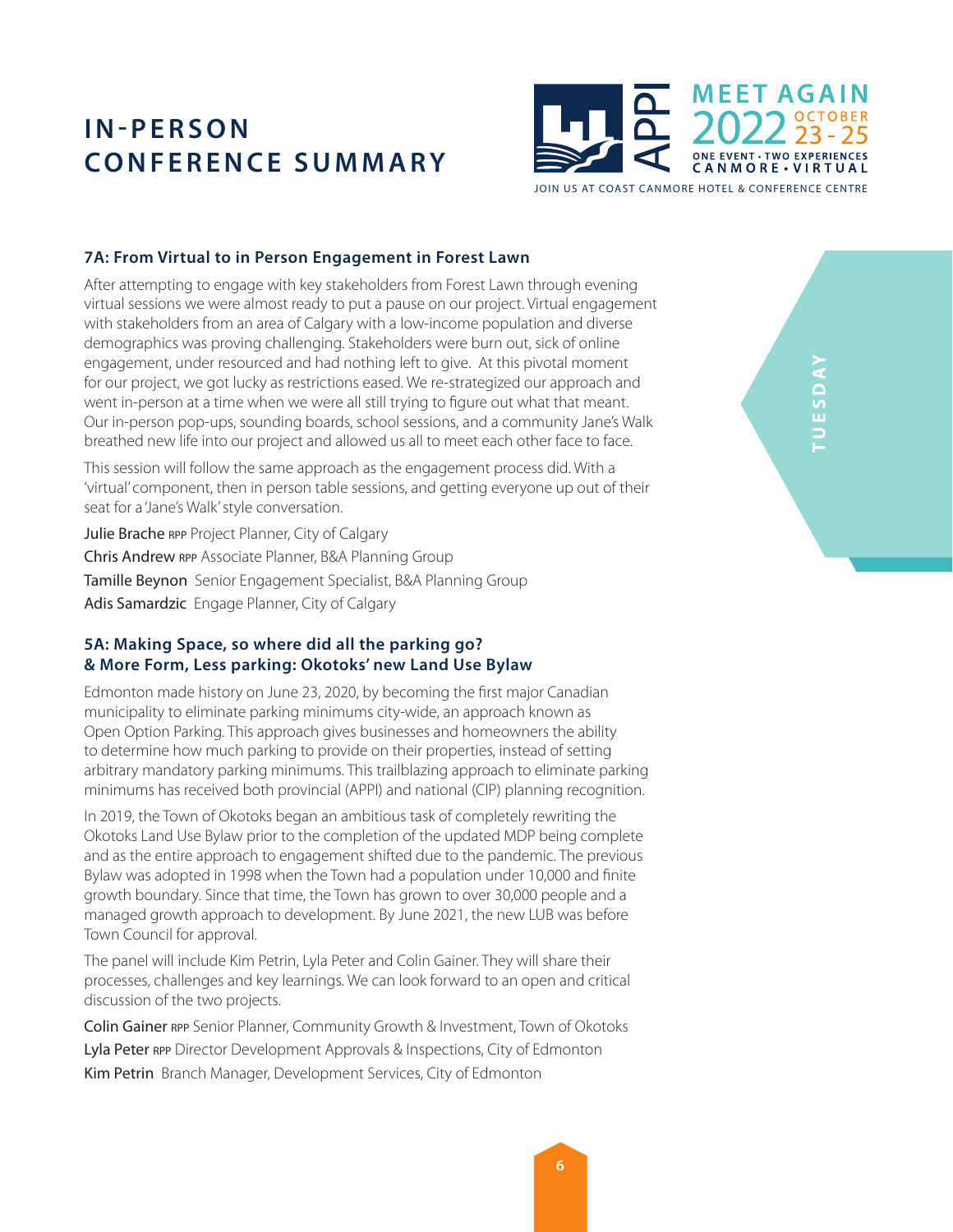# IN-PERSON CONFERENCE SUMMARY

### 7A: From Virtual to in Person Engagement in Forest Lawn

After attempting to engage with key stakeholders from Forest Lawn through evening virtual sessions we were almost ready to put a pause on our project. Virtual engagement with stakeholders from an area of Calgary with a low-income population and diverse demographics was proving challenging. Stakeholders were burn out, sick of online engagement, under resourced and had nothing left to give. At this pivotal moment for our project, we got lucky as restrictions eased. We re-strategized our approach and went in-person at a time when we were all still trying to figure out what that meant. Our in-person pop-ups, sounding boards, school sessions, and a community Jane's Walk breathed new life into our project and allowed us all to meet each other face to face.

This session will follow the same approach as the engagement process did. With a 'virtual' component, then in person table sessions, and getting everyone up out of their seat for a 'Jane's Walk' style conversation.

Julie Brache RPP Project Planner, City of Calgary
Chris Andrew RPP Associate Planner, B&A Planning Group
Tamille Beynon Senior Engagement Specialist, B&A Planning Group
Adis Samardzic Engage Planner, City of Calgary

### 5A: Making Space, so where did all the parking go? & More Form, Less parking: Okotoks' new Land Use Bylaw

Edmonton made history on June 23, 2020, by becoming the first major Canadian municipality to eliminate parking minimums city-wide, an approach known as Open Option Parking. This approach gives businesses and homeowners the ability to determine how much parking to provide on their properties, instead of setting arbitrary mandatory parking minimums. This trailblazing approach to eliminate parking minimums has received both provincial (APPI) and national (CIP) planning recognition.

In 2019, the Town of Okotoks began an ambitious task of completely rewriting the Okotoks Land Use Bylaw prior to the completion of the updated MDP being complete and as the entire approach to engagement shifted due to the pandemic. The previous Bylaw was adopted in 1998 when the Town had a population under 10,000 and finite growth boundary. Since that time, the Town has grown to over 30,000 people and a managed growth approach to development. By June 2021, the new LUB was before Town Council for approval.

The panel will include Kim Petrin, Lyla Peter and Colin Gainer. They will share their processes, challenges and key learnings. We can look forward to an open and critical discussion of the two projects.

Colin Gainer RPP Senior Planner, Community Growth & Investment, Town of Okotoks
Lyla Peter RPP Director Development Approvals & Inspections, City of Edmonton
Kim Petrin Branch Manager, Development Services, City of Edmonton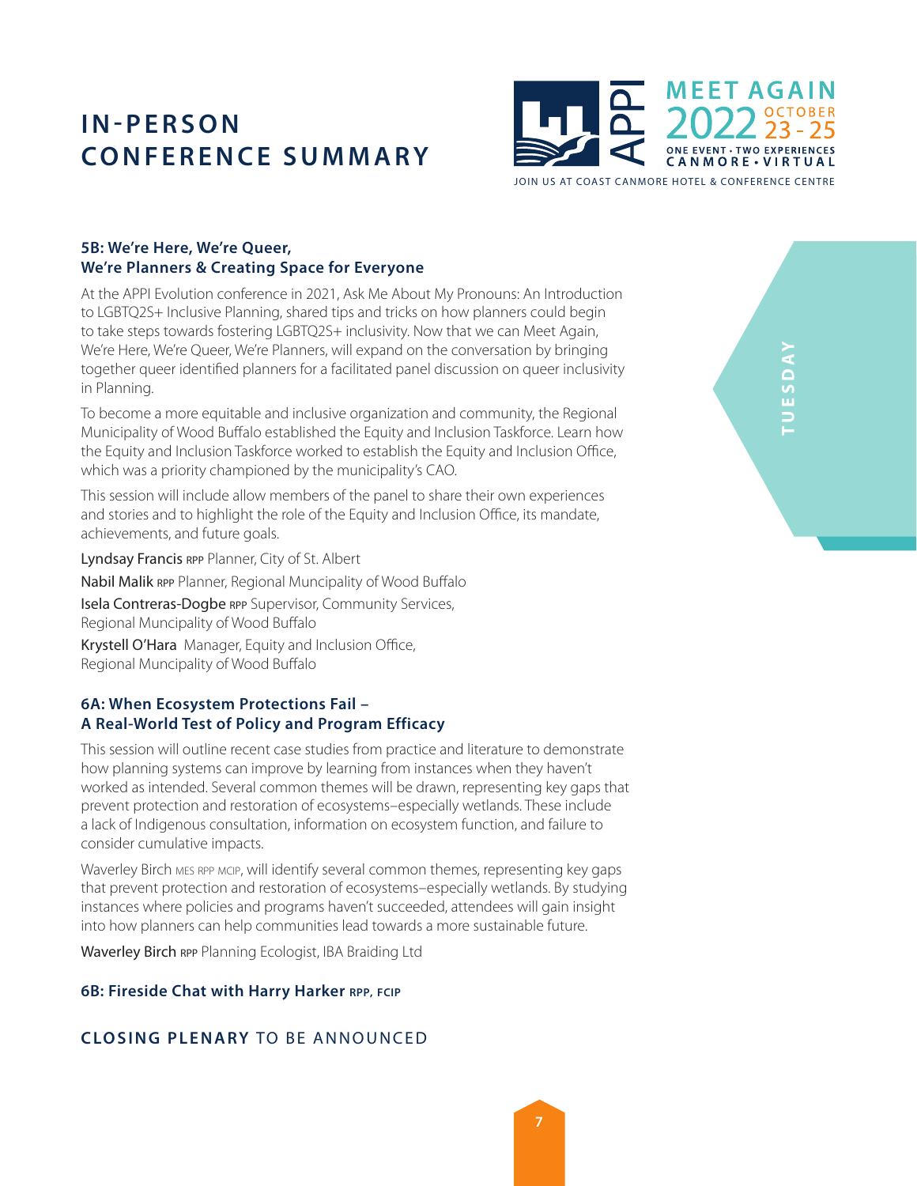# IN-PERSON CONFERENCE SUMMARY

### 5B: We're Here, We're Queer, We're Planners & Creating Space for Everyone

At the APPI Evolution conference in 2021, Ask Me About My Pronouns: An Introduction to LGBTQ2S+ Inclusive Planning, shared tips and tricks on how planners could begin to take steps towards fostering LGBTQ2S+ inclusivity. Now that we can Meet Again, We're Here, We're Queer, We're Planners, will expand on the conversation by bringing together queer identified planners for a facilitated panel discussion on queer inclusivity in Planning.

To become a more equitable and inclusive organization and community, the Regional Municipality of Wood Buffalo established the Equity and Inclusion Taskforce. Learn how the Equity and Inclusion Taskforce worked to establish the Equity and Inclusion Office, which was a priority championed by the municipality's CAO.

This session will include allow members of the panel to share their own experiences and stories and to highlight the role of the Equity and Inclusion Office, its mandate, achievements, and future goals.

Lyndsay Francis RPP Planner, City of St. Albert

Nabil Malik RPP Planner, Regional Muncipality of Wood Buffalo

Isela Contreras-Dogbe RPP Supervisor, Community Services, Regional Muncipality of Wood Buffalo

Krystell O'Hara Manager, Equity and Inclusion Office, Regional Muncipality of Wood Buffalo

### 6A: When Ecosystem Protections Fail – A Real-World Test of Policy and Program Efficacy

This session will outline recent case studies from practice and literature to demonstrate how planning systems can improve by learning from instances when they haven't worked as intended. Several common themes will be drawn, representing key gaps that prevent protection and restoration of ecosystems–especially wetlands. These include a lack of Indigenous consultation, information on ecosystem function, and failure to consider cumulative impacts.

Waverley Birch MES RPP MCIP, will identify several common themes, representing key gaps that prevent protection and restoration of ecosystems–especially wetlands. By studying instances where policies and programs haven't succeeded, attendees will gain insight into how planners can help communities lead towards a more sustainable future.

Waverley Birch RPP Planning Ecologist, IBA Braiding Ltd

### 6B: Fireside Chat with Harry Harker RPP, FCIP

## CLOSING PLENARY TO BE ANNOUNCED